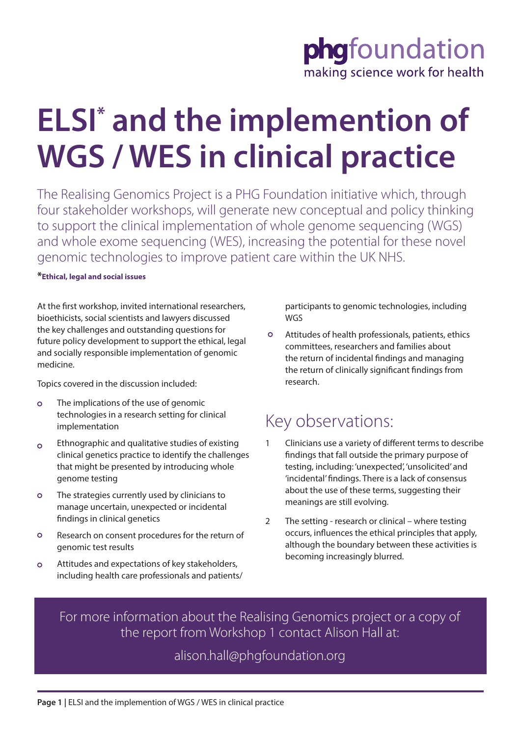**phgfoundation**
making science work for health

# ELSI* and the implemention of WGS / WES in clinical practice

The Realising Genomics Project is a PHG Foundation initiative which, through four stakeholder workshops, will generate new conceptual and policy thinking to support the clinical implementation of whole genome sequencing (WGS) and whole exome sequencing (WES), increasing the potential for these novel genomic technologies to improve patient care within the UK NHS.

***Ethical, legal and social issues**

At the first workshop, invited international researchers, bioethicists, social scientists and lawyers discussed the key challenges and outstanding questions for future policy development to support the ethical, legal and socially responsible implementation of genomic medicine.

Topics covered in the discussion included:

- The implications of the use of genomic technologies in a research setting for clinical implementation
- Ethnographic and qualitative studies of existing clinical genetics practice to identify the challenges that might be presented by introducing whole genome testing
- The strategies currently used by clinicians to manage uncertain, unexpected or incidental findings in clinical genetics
- Research on consent procedures for the return of genomic test results
- Attitudes and expectations of key stakeholders, including health care professionals and patients/ participants to genomic technologies, including WGS
- Attitudes of health professionals, patients, ethics committees, researchers and families about the return of incidental findings and managing the return of clinically significant findings from research.

## Key observations:

1. Clinicians use a variety of different terms to describe findings that fall outside the primary purpose of testing, including: 'unexpected', 'unsolicited' and 'incidental' findings. There is a lack of consensus about the use of these terms, suggesting their meanings are still evolving.
2. The setting - research or clinical – where testing occurs, influences the ethical principles that apply, although the boundary between these activities is becoming increasingly blurred.

For more information about the Realising Genomics project or a copy of the report from Workshop 1 contact Alison Hall at:

alison.hall@phgfoundation.org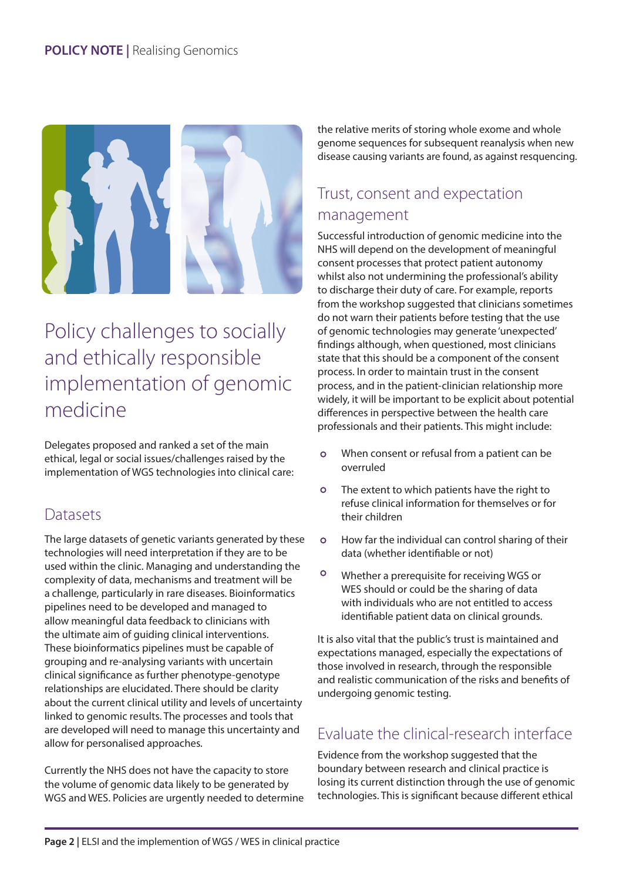# Policy challenges to socially and ethically responsible implementation of genomic medicine

Delegates proposed and ranked a set of the main ethical, legal or social issues/challenges raised by the implementation of WGS technologies into clinical care:

## Datasets

The large datasets of genetic variants generated by these technologies will need interpretation if they are to be used within the clinic. Managing and understanding the complexity of data, mechanisms and treatment will be a challenge, particularly in rare diseases. Bioinformatics pipelines need to be developed and managed to allow meaningful data feedback to clinicians with the ultimate aim of guiding clinical interventions. These bioinformatics pipelines must be capable of grouping and re-analysing variants with uncertain clinical significance as further phenotype-genotype relationships are elucidated. There should be clarity about the current clinical utility and levels of uncertainty linked to genomic results. The processes and tools that are developed will need to manage this uncertainty and allow for personalised approaches.

Currently the NHS does not have the capacity to store the volume of genomic data likely to be generated by WGS and WES. Policies are urgently needed to determine the relative merits of storing whole exome and whole genome sequences for subsequent reanalysis when new disease causing variants are found, as against resequencing.

## Trust, consent and expectation management

Successful introduction of genomic medicine into the NHS will depend on the development of meaningful consent processes that protect patient autonomy whilst also not undermining the professional's ability to discharge their duty of care. For example, reports from the workshop suggested that clinicians sometimes do not warn their patients before testing that the use of genomic technologies may generate 'unexpected' findings although, when questioned, most clinicians state that this should be a component of the consent process. In order to maintain trust in the consent process, and in the patient-clinician relationship more widely, it will be important to be explicit about potential differences in perspective between the health care professionals and their patients. This might include:

- When consent or refusal from a patient can be overruled
- The extent to which patients have the right to refuse clinical information for themselves or for their children
- How far the individual can control sharing of their data (whether identifiable or not)
- Whether a prerequisite for receiving WGS or WES should or could be the sharing of data with individuals who are not entitled to access identifiable patient data on clinical grounds.

It is also vital that the public's trust is maintained and expectations managed, especially the expectations of those involved in research, through the responsible and realistic communication of the risks and benefits of undergoing genomic testing.

## Evaluate the clinical-research interface

Evidence from the workshop suggested that the boundary between research and clinical practice is losing its current distinction through the use of genomic technologies. This is significant because different ethical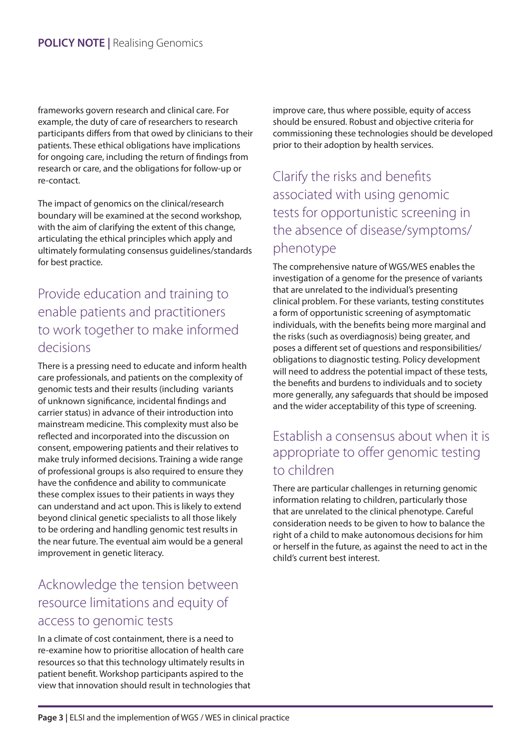frameworks govern research and clinical care. For example, the duty of care of researchers to research participants differs from that owed by clinicians to their patients. These ethical obligations have implications for ongoing care, including the return of findings from research or care, and the obligations for follow-up or re-contact.

The impact of genomics on the clinical/research boundary will be examined at the second workshop, with the aim of clarifying the extent of this change, articulating the ethical principles which apply and ultimately formulating consensus guidelines/standards for best practice.

## Provide education and training to enable patients and practitioners to work together to make informed decisions

There is a pressing need to educate and inform health care professionals, and patients on the complexity of genomic tests and their results (including variants of unknown significance, incidental findings and carrier status) in advance of their introduction into mainstream medicine. This complexity must also be reflected and incorporated into the discussion on consent, empowering patients and their relatives to make truly informed decisions. Training a wide range of professional groups is also required to ensure they have the confidence and ability to communicate these complex issues to their patients in ways they can understand and act upon. This is likely to extend beyond clinical genetic specialists to all those likely to be ordering and handling genomic test results in the near future. The eventual aim would be a general improvement in genetic literacy.

## Acknowledge the tension between resource limitations and equity of access to genomic tests

In a climate of cost containment, there is a need to re-examine how to prioritise allocation of health care resources so that this technology ultimately results in patient benefit. Workshop participants aspired to the view that innovation should result in technologies that improve care, thus where possible, equity of access should be ensured. Robust and objective criteria for commissioning these technologies should be developed prior to their adoption by health services.

## Clarify the risks and benefits associated with using genomic tests for opportunistic screening in the absence of disease/symptoms/ phenotype

The comprehensive nature of WGS/WES enables the investigation of a genome for the presence of variants that are unrelated to the individual's presenting clinical problem. For these variants, testing constitutes a form of opportunistic screening of asymptomatic individuals, with the benefits being more marginal and the risks (such as overdiagnosis) being greater, and poses a different set of questions and responsibilities/ obligations to diagnostic testing. Policy development will need to address the potential impact of these tests, the benefits and burdens to individuals and to society more generally, any safeguards that should be imposed and the wider acceptability of this type of screening.

## Establish a consensus about when it is appropriate to offer genomic testing to children

There are particular challenges in returning genomic information relating to children, particularly those that are unrelated to the clinical phenotype. Careful consideration needs to be given to how to balance the right of a child to make autonomous decisions for him or herself in the future, as against the need to act in the child's current best interest.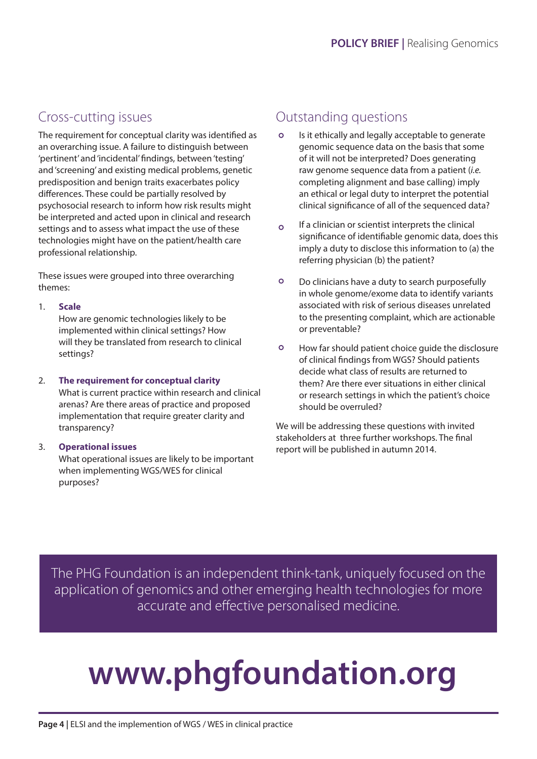## Cross-cutting issues

The requirement for conceptual clarity was identified as an overarching issue. A failure to distinguish between 'pertinent' and 'incidental' findings, between 'testing' and 'screening' and existing medical problems, genetic predisposition and benign traits exacerbates policy differences. These could be partially resolved by psychosocial research to inform how risk results might be interpreted and acted upon in clinical and research settings and to assess what impact the use of these technologies might have on the patient/health care professional relationship.

These issues were grouped into three overarching themes:

1. **Scale**
   How are genomic technologies likely to be implemented within clinical settings? How will they be translated from research to clinical settings?

2. **The requirement for conceptual clarity**
   What is current practice within research and clinical arenas? Are there areas of practice and proposed implementation that require greater clarity and transparency?

3. **Operational issues**
   What operational issues are likely to be important when implementing WGS/WES for clinical purposes?

## Outstanding questions

- Is it ethically and legally acceptable to generate genomic sequence data on the basis that some of it will not be interpreted? Does generating raw genome sequence data from a patient (*i.e.* completing alignment and base calling) imply an ethical or legal duty to interpret the potential clinical significance of all of the sequenced data?
- If a clinician or scientist interprets the clinical significance of identifiable genomic data, does this imply a duty to disclose this information to (a) the referring physician (b) the patient?
- Do clinicians have a duty to search purposefully in whole genome/exome data to identify variants associated with risk of serious diseases unrelated to the presenting complaint, which are actionable or preventable?
- How far should patient choice guide the disclosure of clinical findings from WGS? Should patients decide what class of results are returned to them? Are there ever situations in either clinical or research settings in which the patient's choice should be overruled?

We will be addressing these questions with invited stakeholders at three further workshops. The final report will be published in autumn 2014.

The PHG Foundation is an independent think-tank, uniquely focused on the application of genomics and other emerging health technologies for more accurate and effective personalised medicine.

# www.phgfoundation.org